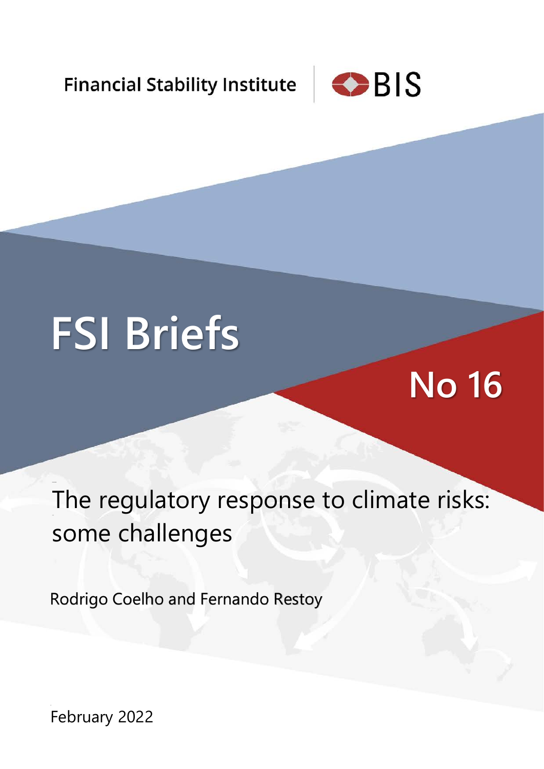Financial Stability Institute

BIS

# FSI Briefs

## No 16

# The regulatory response to climate risks: some challenges

Rodrigo Coelho and Fernando Restoy

February 2022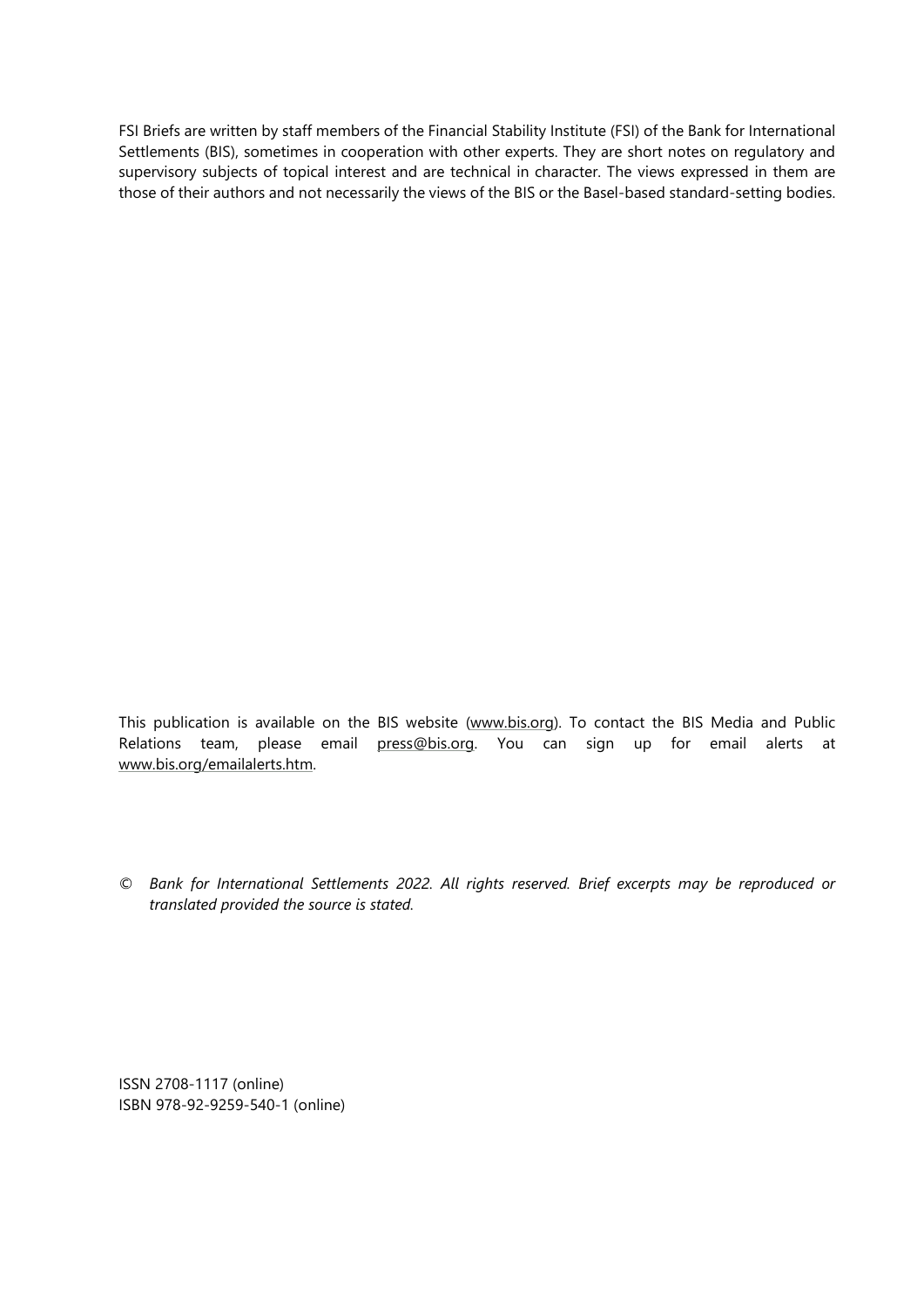FSI Briefs are written by staff members of the Financial Stability Institute (FSI) of the Bank for International Settlements (BIS), sometimes in cooperation with other experts. They are short notes on regulatory and supervisory subjects of topical interest and are technical in character. The views expressed in them are those of their authors and not necessarily the views of the BIS or the Basel-based standard-setting bodies.

This publication is available on the BIS website (www.bis.org). To contact the BIS Media and Public Relations team, please email press@bis.org. You can sign up for email alerts at www.bis.org/emailalerts.htm.

© *Bank for International Settlements 2022. All rights reserved. Brief excerpts may be reproduced or translated provided the source is stated.*

ISSN 2708-1117 (online)
ISBN 978-92-9259-540-1 (online)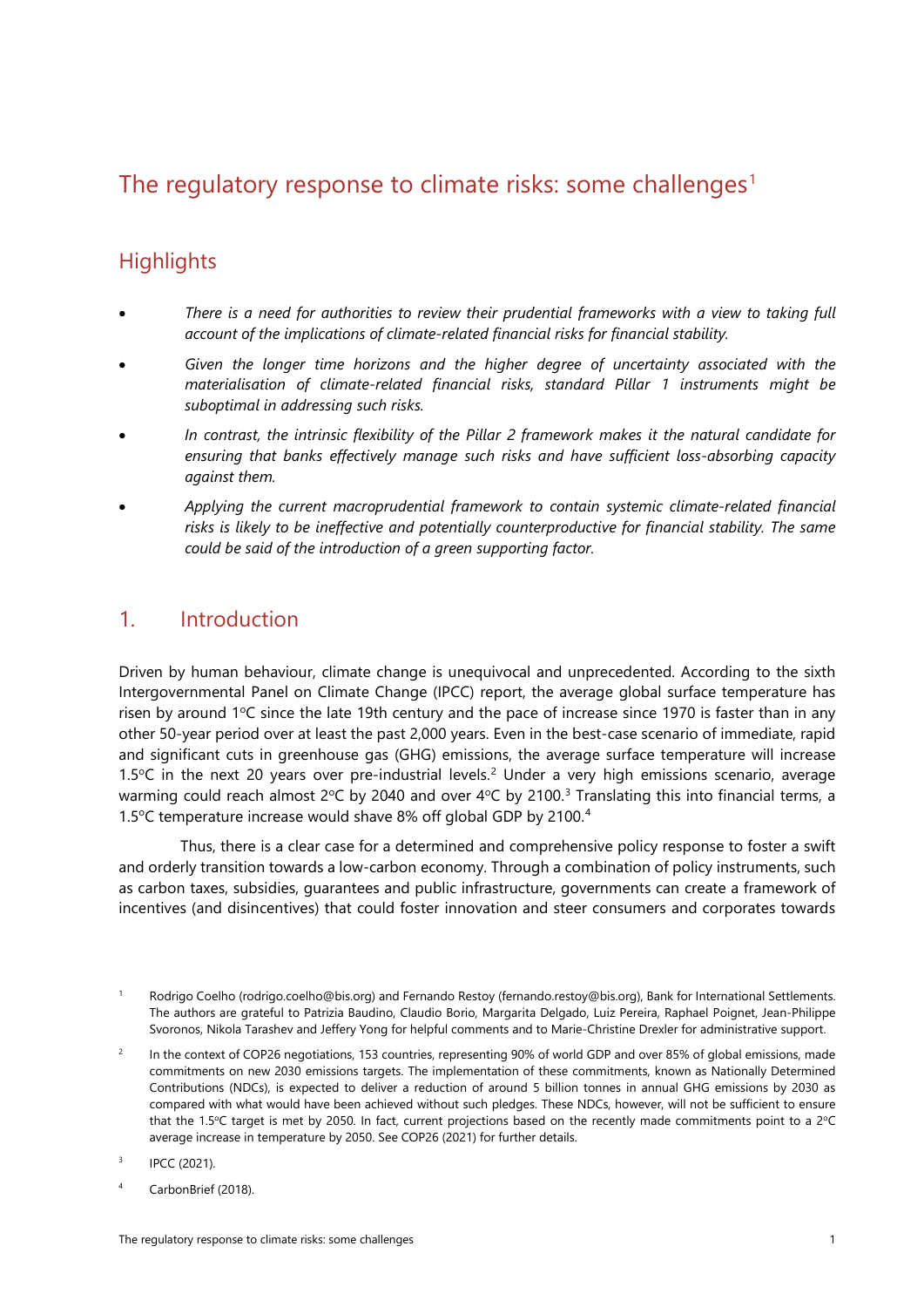# The regulatory response to climate risks: some challenges[1]

## Highlights

- *There is a need for authorities to review their prudential frameworks with a view to taking full account of the implications of climate-related financial risks for financial stability.*
- *Given the longer time horizons and the higher degree of uncertainty associated with the materialisation of climate-related financial risks, standard Pillar 1 instruments might be suboptimal in addressing such risks.*
- *In contrast, the intrinsic flexibility of the Pillar 2 framework makes it the natural candidate for ensuring that banks effectively manage such risks and have sufficient loss-absorbing capacity against them.*
- *Applying the current macroprudential framework to contain systemic climate-related financial risks is likely to be ineffective and potentially counterproductive for financial stability. The same could be said of the introduction of a green supporting factor.*

## 1. Introduction

Driven by human behaviour, climate change is unequivocal and unprecedented. According to the sixth Intergovernmental Panel on Climate Change (IPCC) report, the average global surface temperature has risen by around 1°C since the late 19th century and the pace of increase since 1970 is faster than in any other 50-year period over at least the past 2,000 years. Even in the best-case scenario of immediate, rapid and significant cuts in greenhouse gas (GHG) emissions, the average surface temperature will increase 1.5°C in the next 20 years over pre-industrial levels.[2] Under a very high emissions scenario, average warming could reach almost 2°C by 2040 and over 4°C by 2100.[3] Translating this into financial terms, a 1.5°C temperature increase would shave 8% off global GDP by 2100.[4]

Thus, there is a clear case for a determined and comprehensive policy response to foster a swift and orderly transition towards a low-carbon economy. Through a combination of policy instruments, such as carbon taxes, subsidies, guarantees and public infrastructure, governments can create a framework of incentives (and disincentives) that could foster innovation and steer consumers and corporates towards

[1] Rodrigo Coelho (rodrigo.coelho@bis.org) and Fernando Restoy (fernando.restoy@bis.org), Bank for International Settlements. The authors are grateful to Patrizia Baudino, Claudio Borio, Margarita Delgado, Luiz Pereira, Raphael Poignet, Jean-Philippe Svoronos, Nikola Tarashev and Jeffery Yong for helpful comments and to Marie-Christine Drexler for administrative support.

[2] In the context of COP26 negotiations, 153 countries, representing 90% of world GDP and over 85% of global emissions, made commitments on new 2030 emissions targets. The implementation of these commitments, known as Nationally Determined Contributions (NDCs), is expected to deliver a reduction of around 5 billion tonnes in annual GHG emissions by 2030 as compared with what would have been achieved without such pledges. These NDCs, however, will not be sufficient to ensure that the 1.5°C target is met by 2050. In fact, current projections based on the recently made commitments point to a 2°C average increase in temperature by 2050. See COP26 (2021) for further details.

[3] IPCC (2021).

[4] CarbonBrief (2018).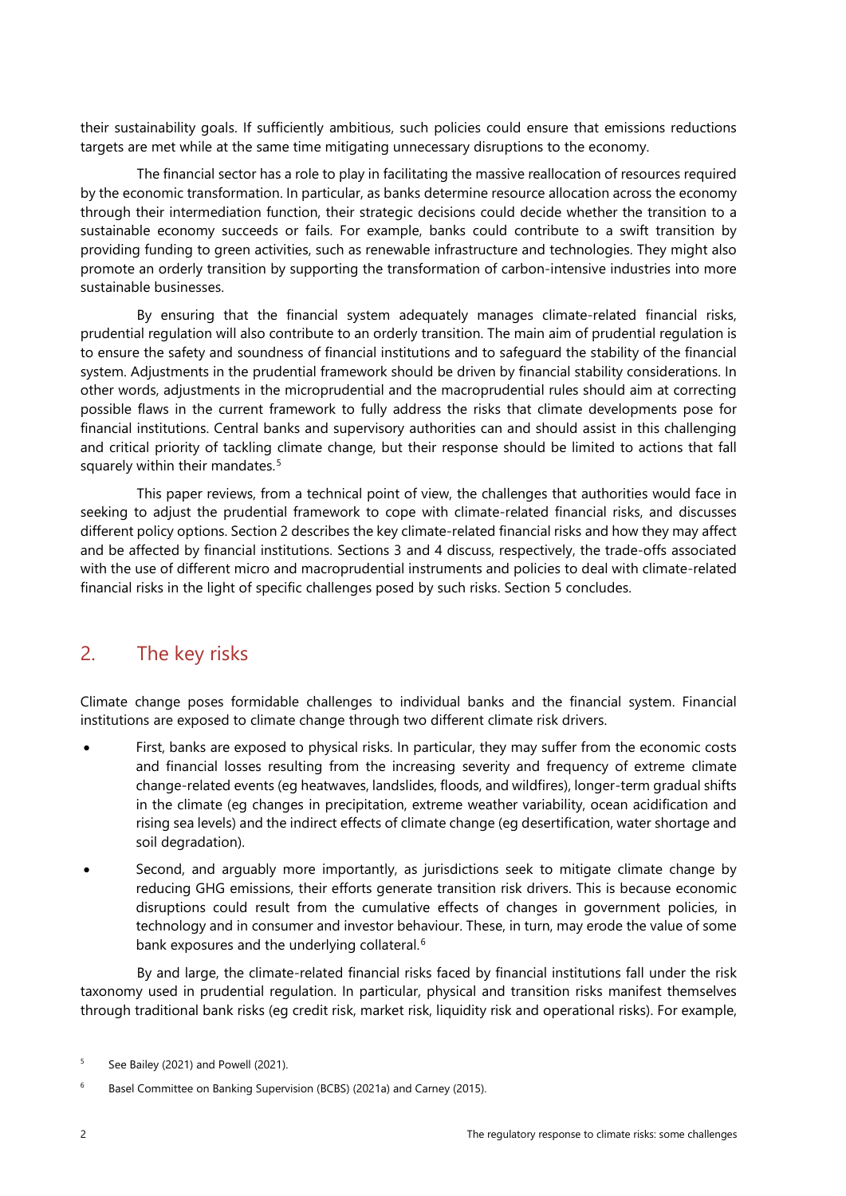their sustainability goals. If sufficiently ambitious, such policies could ensure that emissions reductions targets are met while at the same time mitigating unnecessary disruptions to the economy.

The financial sector has a role to play in facilitating the massive reallocation of resources required by the economic transformation. In particular, as banks determine resource allocation across the economy through their intermediation function, their strategic decisions could decide whether the transition to a sustainable economy succeeds or fails. For example, banks could contribute to a swift transition by providing funding to green activities, such as renewable infrastructure and technologies. They might also promote an orderly transition by supporting the transformation of carbon-intensive industries into more sustainable businesses.

By ensuring that the financial system adequately manages climate-related financial risks, prudential regulation will also contribute to an orderly transition. The main aim of prudential regulation is to ensure the safety and soundness of financial institutions and to safeguard the stability of the financial system. Adjustments in the prudential framework should be driven by financial stability considerations. In other words, adjustments in the microprudential and the macroprudential rules should aim at correcting possible flaws in the current framework to fully address the risks that climate developments pose for financial institutions. Central banks and supervisory authorities can and should assist in this challenging and critical priority of tackling climate change, but their response should be limited to actions that fall squarely within their mandates.[5]

This paper reviews, from a technical point of view, the challenges that authorities would face in seeking to adjust the prudential framework to cope with climate-related financial risks, and discusses different policy options. Section 2 describes the key climate-related financial risks and how they may affect and be affected by financial institutions. Sections 3 and 4 discuss, respectively, the trade-offs associated with the use of different micro and macroprudential instruments and policies to deal with climate-related financial risks in the light of specific challenges posed by such risks. Section 5 concludes.

## 2. The key risks

Climate change poses formidable challenges to individual banks and the financial system. Financial institutions are exposed to climate change through two different climate risk drivers.

- First, banks are exposed to physical risks. In particular, they may suffer from the economic costs and financial losses resulting from the increasing severity and frequency of extreme climate change-related events (eg heatwaves, landslides, floods, and wildfires), longer-term gradual shifts in the climate (eg changes in precipitation, extreme weather variability, ocean acidification and rising sea levels) and the indirect effects of climate change (eg desertification, water shortage and soil degradation).
- Second, and arguably more importantly, as jurisdictions seek to mitigate climate change by reducing GHG emissions, their efforts generate transition risk drivers. This is because economic disruptions could result from the cumulative effects of changes in government policies, in technology and in consumer and investor behaviour. These, in turn, may erode the value of some bank exposures and the underlying collateral.[6]

By and large, the climate-related financial risks faced by financial institutions fall under the risk taxonomy used in prudential regulation. In particular, physical and transition risks manifest themselves through traditional bank risks (eg credit risk, market risk, liquidity risk and operational risks). For example,

[5] See Bailey (2021) and Powell (2021).

[6] Basel Committee on Banking Supervision (BCBS) (2021a) and Carney (2015).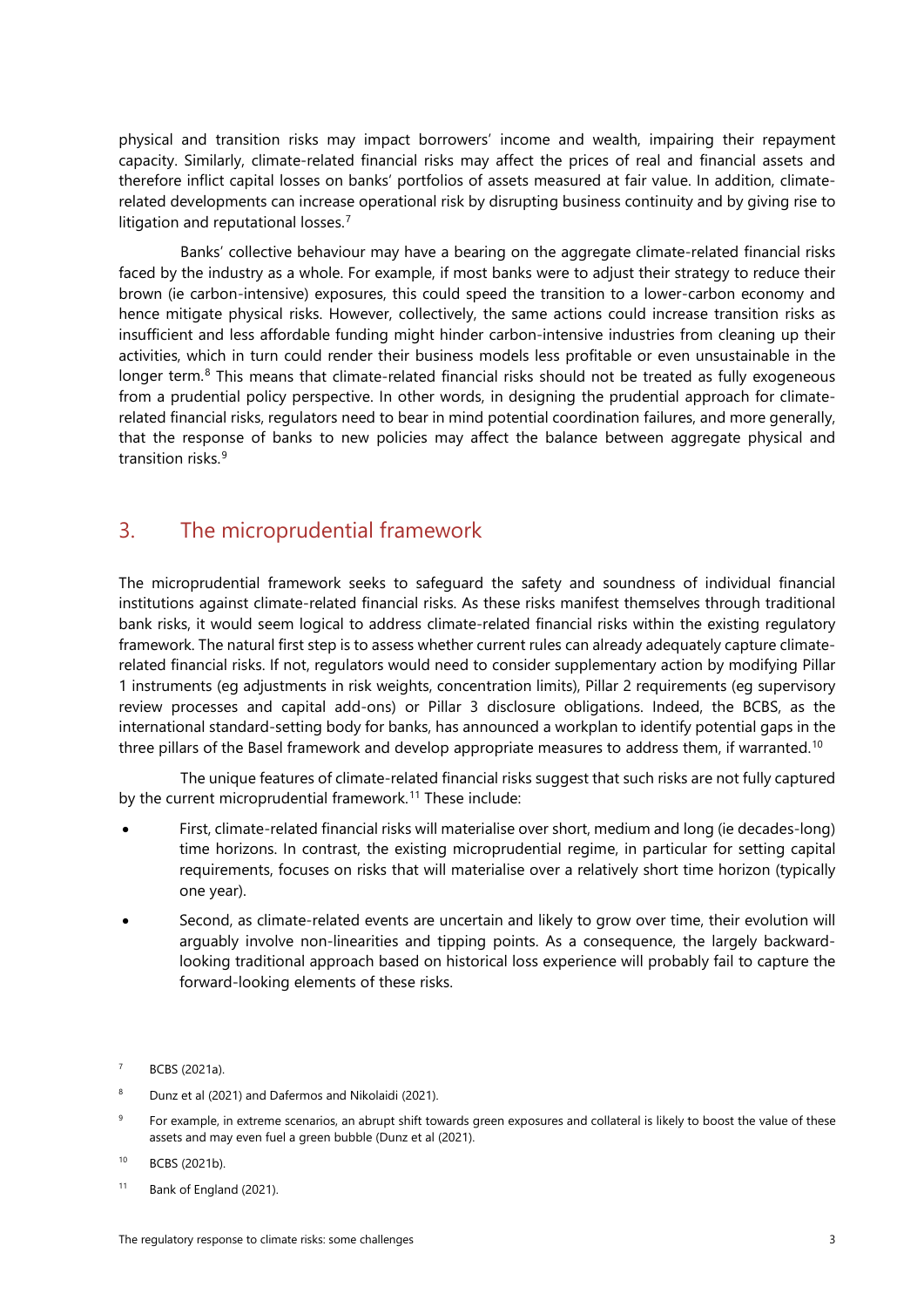physical and transition risks may impact borrowers' income and wealth, impairing their repayment capacity. Similarly, climate-related financial risks may affect the prices of real and financial assets and therefore inflict capital losses on banks' portfolios of assets measured at fair value. In addition, climate-related developments can increase operational risk by disrupting business continuity and by giving rise to litigation and reputational losses.[7]

Banks' collective behaviour may have a bearing on the aggregate climate-related financial risks faced by the industry as a whole. For example, if most banks were to adjust their strategy to reduce their brown (ie carbon-intensive) exposures, this could speed the transition to a lower-carbon economy and hence mitigate physical risks. However, collectively, the same actions could increase transition risks as insufficient and less affordable funding might hinder carbon-intensive industries from cleaning up their activities, which in turn could render their business models less profitable or even unsustainable in the longer term.[8] This means that climate-related financial risks should not be treated as fully exogeneous from a prudential policy perspective. In other words, in designing the prudential approach for climate-related financial risks, regulators need to bear in mind potential coordination failures, and more generally, that the response of banks to new policies may affect the balance between aggregate physical and transition risks.[9]

## 3. The microprudential framework

The microprudential framework seeks to safeguard the safety and soundness of individual financial institutions against climate-related financial risks. As these risks manifest themselves through traditional bank risks, it would seem logical to address climate-related financial risks within the existing regulatory framework. The natural first step is to assess whether current rules can already adequately capture climate-related financial risks. If not, regulators would need to consider supplementary action by modifying Pillar 1 instruments (eg adjustments in risk weights, concentration limits), Pillar 2 requirements (eg supervisory review processes and capital add-ons) or Pillar 3 disclosure obligations. Indeed, the BCBS, as the international standard-setting body for banks, has announced a workplan to identify potential gaps in the three pillars of the Basel framework and develop appropriate measures to address them, if warranted.[10]

The unique features of climate-related financial risks suggest that such risks are not fully captured by the current microprudential framework.[11] These include:

- First, climate-related financial risks will materialise over short, medium and long (ie decades-long) time horizons. In contrast, the existing microprudential regime, in particular for setting capital requirements, focuses on risks that will materialise over a relatively short time horizon (typically one year).
- Second, as climate-related events are uncertain and likely to grow over time, their evolution will arguably involve non-linearities and tipping points. As a consequence, the largely backward-looking traditional approach based on historical loss experience will probably fail to capture the forward-looking elements of these risks.

---

[7] BCBS (2021a).

[8] Dunz et al (2021) and Dafermos and Nikolaidi (2021).

[9] For example, in extreme scenarios, an abrupt shift towards green exposures and collateral is likely to boost the value of these assets and may even fuel a green bubble (Dunz et al (2021).

[10] BCBS (2021b).

[11] Bank of England (2021).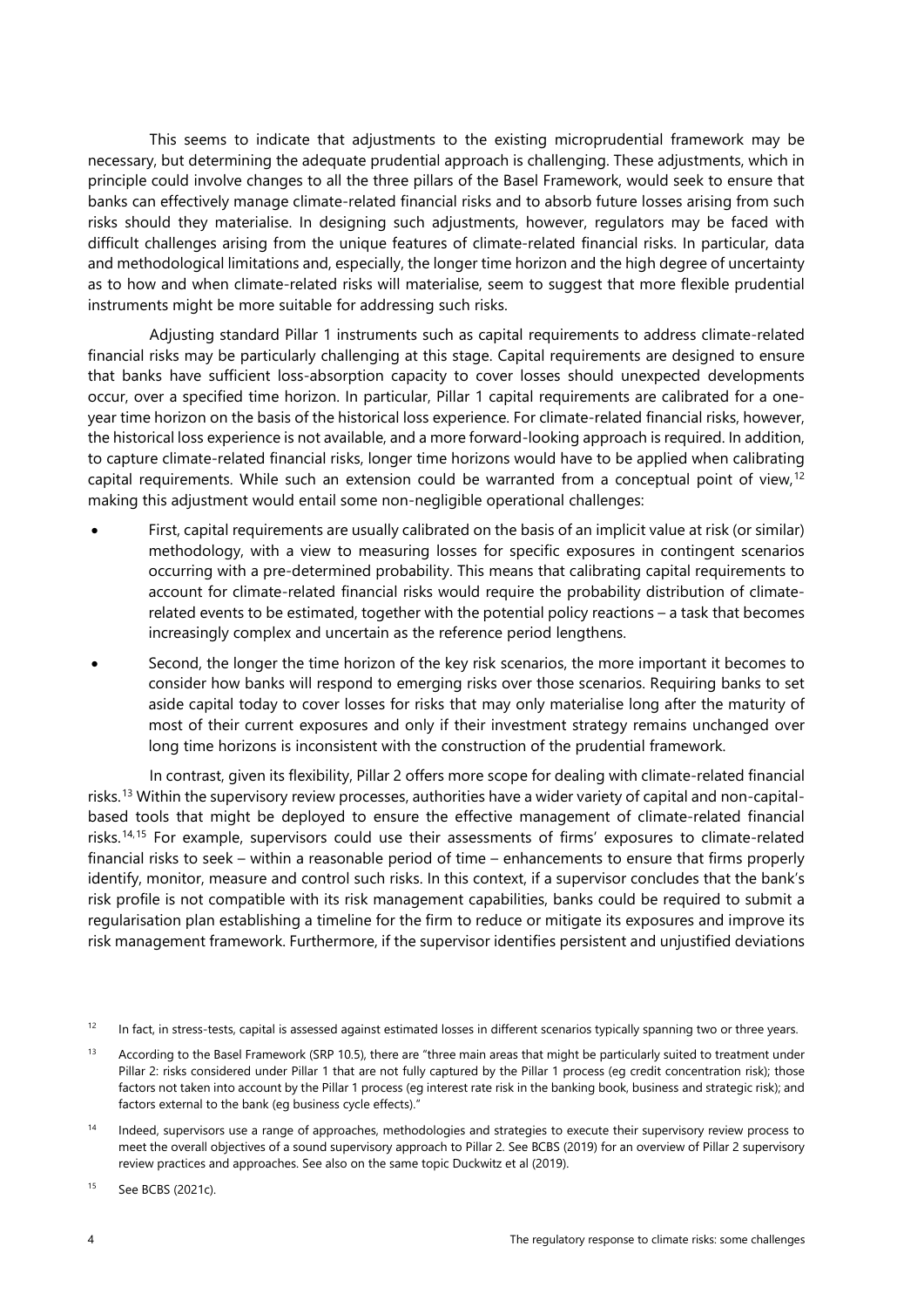This seems to indicate that adjustments to the existing microprudential framework may be necessary, but determining the adequate prudential approach is challenging. These adjustments, which in principle could involve changes to all the three pillars of the Basel Framework, would seek to ensure that banks can effectively manage climate-related financial risks and to absorb future losses arising from such risks should they materialise. In designing such adjustments, however, regulators may be faced with difficult challenges arising from the unique features of climate-related financial risks. In particular, data and methodological limitations and, especially, the longer time horizon and the high degree of uncertainty as to how and when climate-related risks will materialise, seem to suggest that more flexible prudential instruments might be more suitable for addressing such risks.

Adjusting standard Pillar 1 instruments such as capital requirements to address climate-related financial risks may be particularly challenging at this stage. Capital requirements are designed to ensure that banks have sufficient loss-absorption capacity to cover losses should unexpected developments occur, over a specified time horizon. In particular, Pillar 1 capital requirements are calibrated for a one-year time horizon on the basis of the historical loss experience. For climate-related financial risks, however, the historical loss experience is not available, and a more forward-looking approach is required. In addition, to capture climate-related financial risks, longer time horizons would have to be applied when calibrating capital requirements. While such an extension could be warranted from a conceptual point of view,[12] making this adjustment would entail some non-negligible operational challenges:

- First, capital requirements are usually calibrated on the basis of an implicit value at risk (or similar) methodology, with a view to measuring losses for specific exposures in contingent scenarios occurring with a pre-determined probability. This means that calibrating capital requirements to account for climate-related financial risks would require the probability distribution of climate-related events to be estimated, together with the potential policy reactions – a task that becomes increasingly complex and uncertain as the reference period lengthens.
- Second, the longer the time horizon of the key risk scenarios, the more important it becomes to consider how banks will respond to emerging risks over those scenarios. Requiring banks to set aside capital today to cover losses for risks that may only materialise long after the maturity of most of their current exposures and only if their investment strategy remains unchanged over long time horizons is inconsistent with the construction of the prudential framework.

In contrast, given its flexibility, Pillar 2 offers more scope for dealing with climate-related financial risks.[13] Within the supervisory review processes, authorities have a wider variety of capital and non-capital-based tools that might be deployed to ensure the effective management of climate-related financial risks.[14,15] For example, supervisors could use their assessments of firms' exposures to climate-related financial risks to seek – within a reasonable period of time – enhancements to ensure that firms properly identify, monitor, measure and control such risks. In this context, if a supervisor concludes that the bank's risk profile is not compatible with its risk management capabilities, banks could be required to submit a regularisation plan establishing a timeline for the firm to reduce or mitigate its exposures and improve its risk management framework. Furthermore, if the supervisor identifies persistent and unjustified deviations

---

[12] In fact, in stress-tests, capital is assessed against estimated losses in different scenarios typically spanning two or three years.

[13] According to the Basel Framework (SRP 10.5), there are "three main areas that might be particularly suited to treatment under Pillar 2: risks considered under Pillar 1 that are not fully captured by the Pillar 1 process (eg credit concentration risk); those factors not taken into account by the Pillar 1 process (eg interest rate risk in the banking book, business and strategic risk); and factors external to the bank (eg business cycle effects)."

[14] Indeed, supervisors use a range of approaches, methodologies and strategies to execute their supervisory review process to meet the overall objectives of a sound supervisory approach to Pillar 2. See BCBS (2019) for an overview of Pillar 2 supervisory review practices and approaches. See also on the same topic Duckwitz et al (2019).

[15] See BCBS (2021c).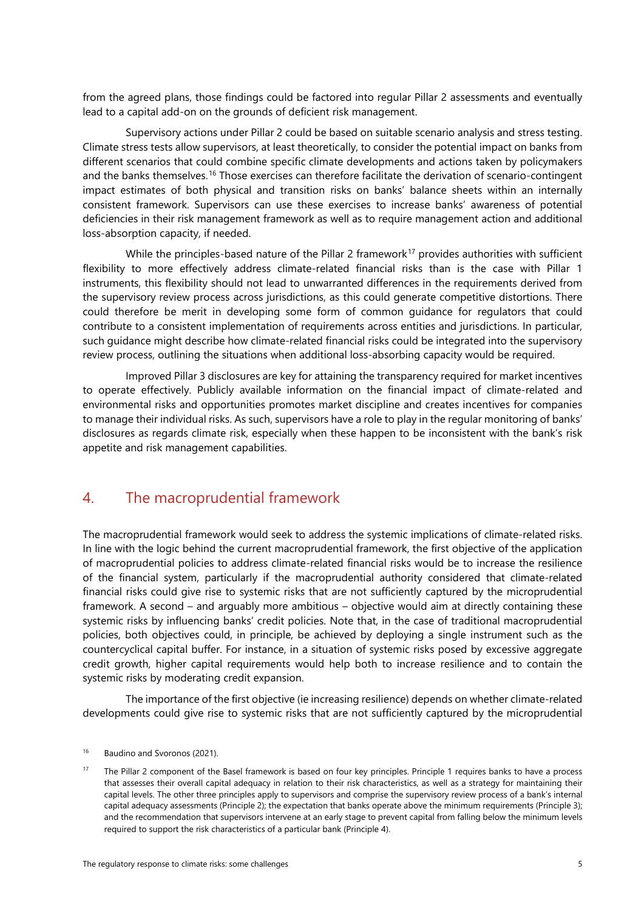from the agreed plans, those findings could be factored into regular Pillar 2 assessments and eventually lead to a capital add-on on the grounds of deficient risk management.

Supervisory actions under Pillar 2 could be based on suitable scenario analysis and stress testing. Climate stress tests allow supervisors, at least theoretically, to consider the potential impact on banks from different scenarios that could combine specific climate developments and actions taken by policymakers and the banks themselves.[16] Those exercises can therefore facilitate the derivation of scenario-contingent impact estimates of both physical and transition risks on banks' balance sheets within an internally consistent framework. Supervisors can use these exercises to increase banks' awareness of potential deficiencies in their risk management framework as well as to require management action and additional loss-absorption capacity, if needed.

While the principles-based nature of the Pillar 2 framework[17] provides authorities with sufficient flexibility to more effectively address climate-related financial risks than is the case with Pillar 1 instruments, this flexibility should not lead to unwarranted differences in the requirements derived from the supervisory review process across jurisdictions, as this could generate competitive distortions. There could therefore be merit in developing some form of common guidance for regulators that could contribute to a consistent implementation of requirements across entities and jurisdictions. In particular, such guidance might describe how climate-related financial risks could be integrated into the supervisory review process, outlining the situations when additional loss-absorbing capacity would be required.

Improved Pillar 3 disclosures are key for attaining the transparency required for market incentives to operate effectively. Publicly available information on the financial impact of climate-related and environmental risks and opportunities promotes market discipline and creates incentives for companies to manage their individual risks. As such, supervisors have a role to play in the regular monitoring of banks' disclosures as regards climate risk, especially when these happen to be inconsistent with the bank's risk appetite and risk management capabilities.

## 4. The macroprudential framework

The macroprudential framework would seek to address the systemic implications of climate-related risks. In line with the logic behind the current macroprudential framework, the first objective of the application of macroprudential policies to address climate-related financial risks would be to increase the resilience of the financial system, particularly if the macroprudential authority considered that climate-related financial risks could give rise to systemic risks that are not sufficiently captured by the microprudential framework. A second – and arguably more ambitious – objective would aim at directly containing these systemic risks by influencing banks' credit policies. Note that, in the case of traditional macroprudential policies, both objectives could, in principle, be achieved by deploying a single instrument such as the countercyclical capital buffer. For instance, in a situation of systemic risks posed by excessive aggregate credit growth, higher capital requirements would help both to increase resilience and to contain the systemic risks by moderating credit expansion.

The importance of the first objective (ie increasing resilience) depends on whether climate-related developments could give rise to systemic risks that are not sufficiently captured by the microprudential

---

[16] Baudino and Svoronos (2021).

[17] The Pillar 2 component of the Basel framework is based on four key principles. Principle 1 requires banks to have a process that assesses their overall capital adequacy in relation to their risk characteristics, as well as a strategy for maintaining their capital levels. The other three principles apply to supervisors and comprise the supervisory review process of a bank's internal capital adequacy assessments (Principle 2); the expectation that banks operate above the minimum requirements (Principle 3); and the recommendation that supervisors intervene at an early stage to prevent capital from falling below the minimum levels required to support the risk characteristics of a particular bank (Principle 4).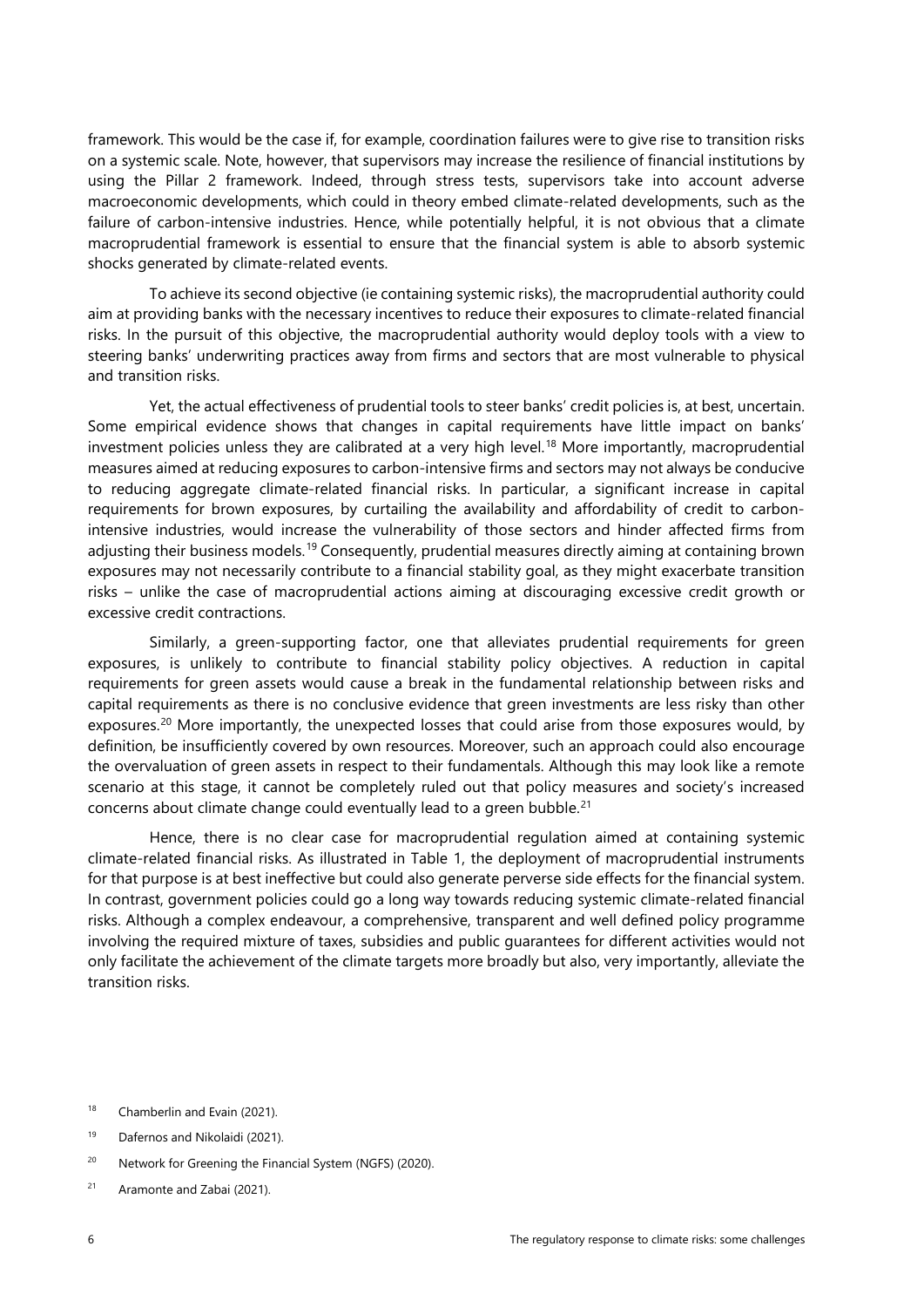framework. This would be the case if, for example, coordination failures were to give rise to transition risks on a systemic scale. Note, however, that supervisors may increase the resilience of financial institutions by using the Pillar 2 framework. Indeed, through stress tests, supervisors take into account adverse macroeconomic developments, which could in theory embed climate-related developments, such as the failure of carbon-intensive industries. Hence, while potentially helpful, it is not obvious that a climate macroprudential framework is essential to ensure that the financial system is able to absorb systemic shocks generated by climate-related events.

To achieve its second objective (ie containing systemic risks), the macroprudential authority could aim at providing banks with the necessary incentives to reduce their exposures to climate-related financial risks. In the pursuit of this objective, the macroprudential authority would deploy tools with a view to steering banks' underwriting practices away from firms and sectors that are most vulnerable to physical and transition risks.

Yet, the actual effectiveness of prudential tools to steer banks' credit policies is, at best, uncertain. Some empirical evidence shows that changes in capital requirements have little impact on banks' investment policies unless they are calibrated at a very high level.[18] More importantly, macroprudential measures aimed at reducing exposures to carbon-intensive firms and sectors may not always be conducive to reducing aggregate climate-related financial risks. In particular, a significant increase in capital requirements for brown exposures, by curtailing the availability and affordability of credit to carbon-intensive industries, would increase the vulnerability of those sectors and hinder affected firms from adjusting their business models.[19] Consequently, prudential measures directly aiming at containing brown exposures may not necessarily contribute to a financial stability goal, as they might exacerbate transition risks – unlike the case of macroprudential actions aiming at discouraging excessive credit growth or excessive credit contractions.

Similarly, a green-supporting factor, one that alleviates prudential requirements for green exposures, is unlikely to contribute to financial stability policy objectives. A reduction in capital requirements for green assets would cause a break in the fundamental relationship between risks and capital requirements as there is no conclusive evidence that green investments are less risky than other exposures.[20] More importantly, the unexpected losses that could arise from those exposures would, by definition, be insufficiently covered by own resources. Moreover, such an approach could also encourage the overvaluation of green assets in respect to their fundamentals. Although this may look like a remote scenario at this stage, it cannot be completely ruled out that policy measures and society's increased concerns about climate change could eventually lead to a green bubble.[21]

Hence, there is no clear case for macroprudential regulation aimed at containing systemic climate-related financial risks. As illustrated in Table 1, the deployment of macroprudential instruments for that purpose is at best ineffective but could also generate perverse side effects for the financial system. In contrast, government policies could go a long way towards reducing systemic climate-related financial risks. Although a complex endeavour, a comprehensive, transparent and well defined policy programme involving the required mixture of taxes, subsidies and public guarantees for different activities would not only facilitate the achievement of the climate targets more broadly but also, very importantly, alleviate the transition risks.

[18] Chamberlin and Evain (2021).

[19] Dafernos and Nikolaidi (2021).

[20] Network for Greening the Financial System (NGFS) (2020).

[21] Aramonte and Zabai (2021).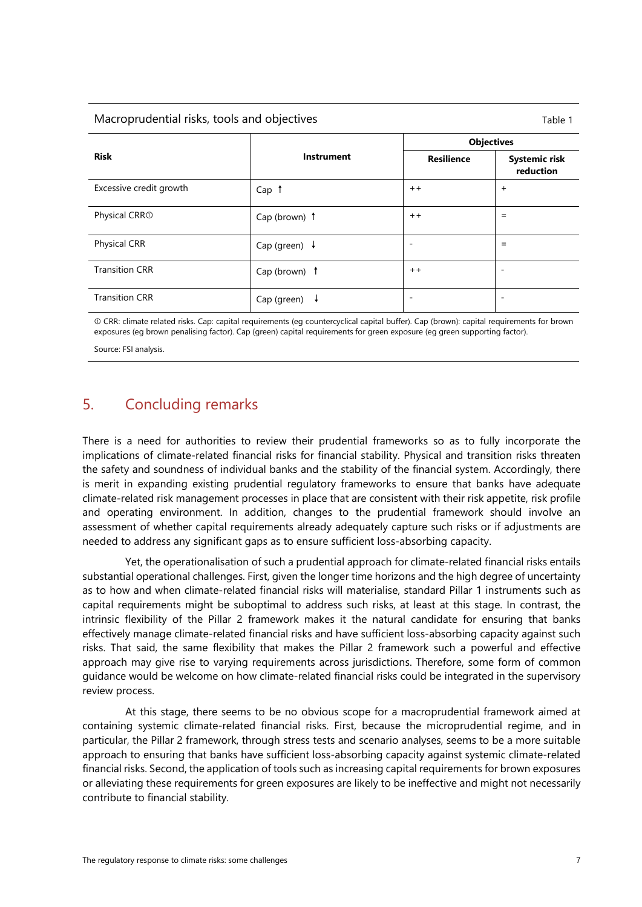Macroprudential risks, tools and objectives

Table 1

| Risk | Instrument | Objectives | |
|---|---|---|---|
| | | Resilience | Systemic risk reduction |
| Excessive credit growth | Cap ↑ | ++ | + |
| Physical CRR① | Cap (brown) ↑ | ++ | = |
| Physical CRR | Cap (green) ↓ | - | = |
| Transition CRR | Cap (brown) ↑ | ++ | - |
| Transition CRR | Cap (green) ↓ | - | - |

① CRR: climate related risks. Cap: capital requirements (eg countercyclical capital buffer). Cap (brown): capital requirements for brown exposures (eg brown penalising factor). Cap (green) capital requirements for green exposure (eg green supporting factor).

Source: FSI analysis.

## 5. Concluding remarks

There is a need for authorities to review their prudential frameworks so as to fully incorporate the implications of climate-related financial risks for financial stability. Physical and transition risks threaten the safety and soundness of individual banks and the stability of the financial system. Accordingly, there is merit in expanding existing prudential regulatory frameworks to ensure that banks have adequate climate-related risk management processes in place that are consistent with their risk appetite, risk profile and operating environment. In addition, changes to the prudential framework should involve an assessment of whether capital requirements already adequately capture such risks or if adjustments are needed to address any significant gaps as to ensure sufficient loss-absorbing capacity.

Yet, the operationalisation of such a prudential approach for climate-related financial risks entails substantial operational challenges. First, given the longer time horizons and the high degree of uncertainty as to how and when climate-related financial risks will materialise, standard Pillar 1 instruments such as capital requirements might be suboptimal to address such risks, at least at this stage. In contrast, the intrinsic flexibility of the Pillar 2 framework makes it the natural candidate for ensuring that banks effectively manage climate-related financial risks and have sufficient loss-absorbing capacity against such risks. That said, the same flexibility that makes the Pillar 2 framework such a powerful and effective approach may give rise to varying requirements across jurisdictions. Therefore, some form of common guidance would be welcome on how climate-related financial risks could be integrated in the supervisory review process.

At this stage, there seems to be no obvious scope for a macroprudential framework aimed at containing systemic climate-related financial risks. First, because the microprudential regime, and in particular, the Pillar 2 framework, through stress tests and scenario analyses, seems to be a more suitable approach to ensuring that banks have sufficient loss-absorbing capacity against systemic climate-related financial risks. Second, the application of tools such as increasing capital requirements for brown exposures or alleviating these requirements for green exposures are likely to be ineffective and might not necessarily contribute to financial stability.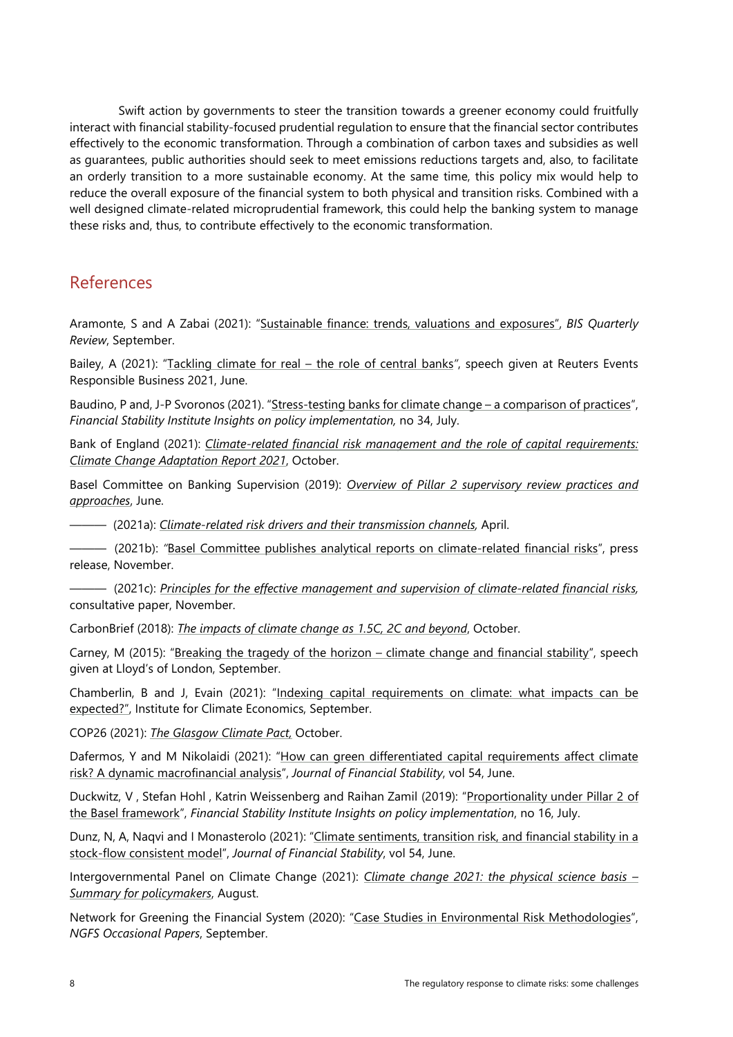Swift action by governments to steer the transition towards a greener economy could fruitfully interact with financial stability-focused prudential regulation to ensure that the financial sector contributes effectively to the economic transformation. Through a combination of carbon taxes and subsidies as well as guarantees, public authorities should seek to meet emissions reductions targets and, also, to facilitate an orderly transition to a more sustainable economy. At the same time, this policy mix would help to reduce the overall exposure of the financial system to both physical and transition risks. Combined with a well designed climate-related microprudential framework, this could help the banking system to manage these risks and, thus, to contribute effectively to the economic transformation.

## References

Aramonte, S and A Zabai (2021): "Sustainable finance: trends, valuations and exposures", *BIS Quarterly Review*, September.

Bailey, A (2021): "Tackling climate for real – the role of central banks", speech given at Reuters Events Responsible Business 2021, June.

Baudino, P and, J-P Svoronos (2021). "Stress-testing banks for climate change – a comparison of practices", *Financial Stability Institute Insights on policy implementation,* no 34, July.

Bank of England (2021): *Climate-related financial risk management and the role of capital requirements: Climate Change Adaptation Report 2021*, October.

Basel Committee on Banking Supervision (2019): *Overview of Pillar 2 supervisory review practices and approaches*, June.

——— (2021a): *Climate-related risk drivers and their transmission channels,* April.

——— (2021b): "Basel Committee publishes analytical reports on climate-related financial risks", press release, November.

——— (2021c): *Principles for the effective management and supervision of climate-related financial risks,* consultative paper, November.

CarbonBrief (2018): *The impacts of climate change as 1.5C, 2C and beyond*, October.

Carney, M (2015): "Breaking the tragedy of the horizon – climate change and financial stability", speech given at Lloyd's of London, September.

Chamberlin, B and J, Evain (2021): "Indexing capital requirements on climate: what impacts can be expected?", Institute for Climate Economics, September.

COP26 (2021): *The Glasgow Climate Pact,* October.

Dafermos, Y and M Nikolaidi (2021): "How can green differentiated capital requirements affect climate risk? A dynamic macrofinancial analysis", *Journal of Financial Stability*, vol 54, June.

Duckwitz, V , Stefan Hohl , Katrin Weissenberg and Raihan Zamil (2019): "Proportionality under Pillar 2 of the Basel framework", *Financial Stability Institute Insights on policy implementation*, no 16, July.

Dunz, N, A, Naqvi and I Monasterolo (2021): "Climate sentiments, transition risk, and financial stability in a stock-flow consistent model", *Journal of Financial Stability*, vol 54, June.

Intergovernmental Panel on Climate Change (2021): *Climate change 2021: the physical science basis – Summary for policymakers*, August.

Network for Greening the Financial System (2020): "Case Studies in Environmental Risk Methodologies", *NGFS Occasional Papers*, September.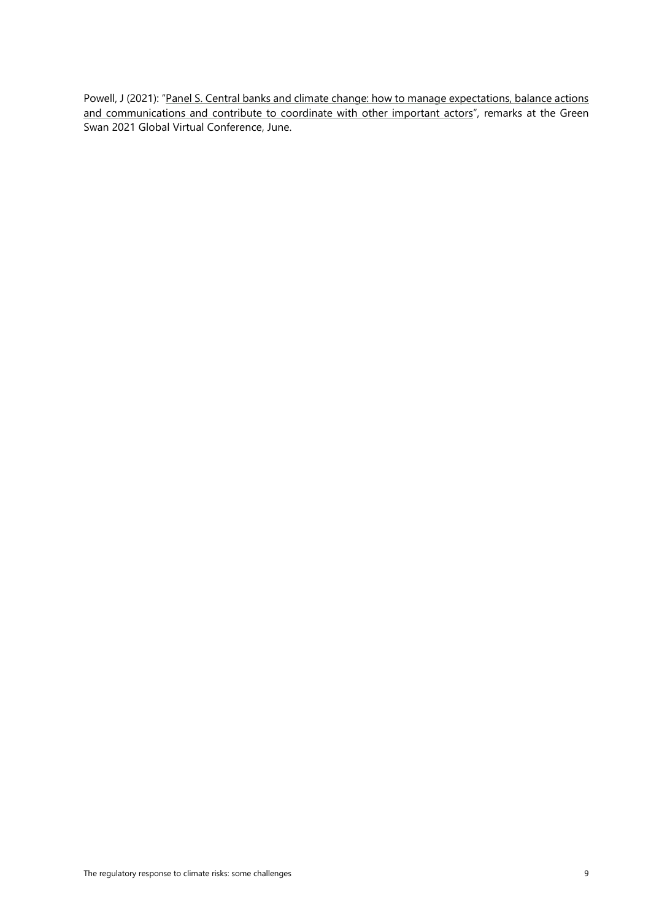Powell, J (2021): "Panel S. Central banks and climate change: how to manage expectations, balance actions and communications and contribute to coordinate with other important actors", remarks at the Green Swan 2021 Global Virtual Conference, June.